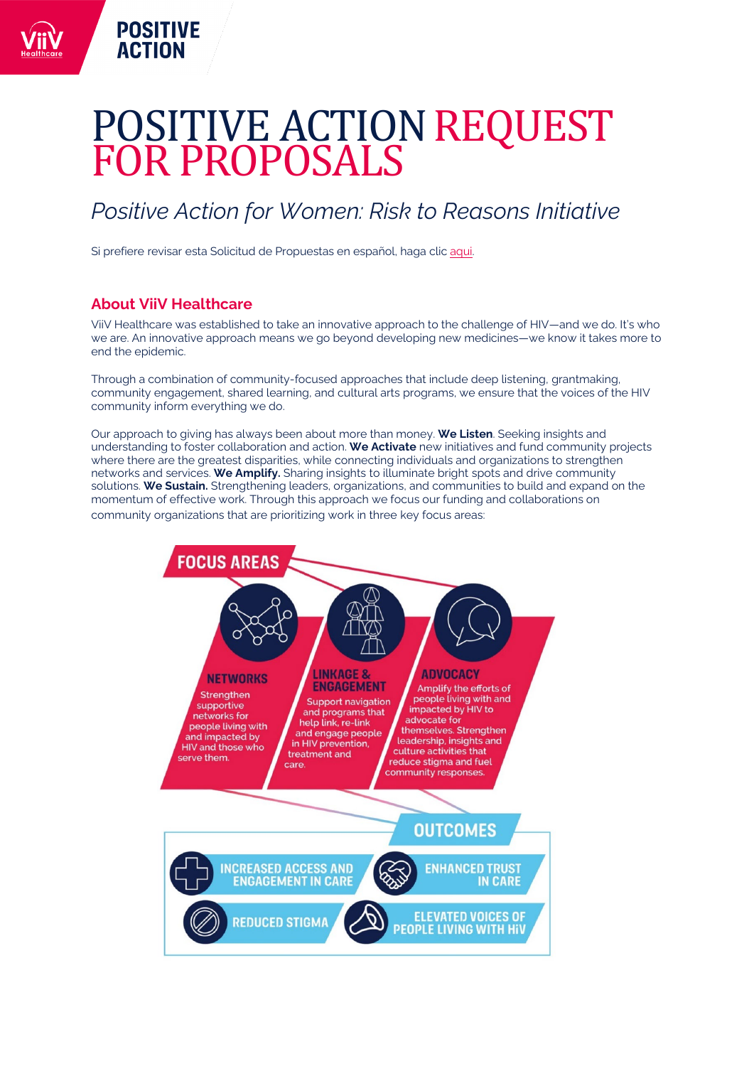# POSITIVE ACTION REQUEST FOR PROPOSALS

## *Positive Action for Women: Risk to Reasons Initiative*

Si prefiere revisar esta Solicitud de Propuestas en español, haga clic aqui.

### About ViiV Healthcare

ViiV Healthcare was established to take an innovative approach to the challenge of HIV—and we do. It's who we are. An innovative approach means we go beyond developing new medicines—we know it takes more to end the epidemic.

Through a combination of community-focused approaches that include deep listening, grantmaking, community engagement, shared learning, and cultural arts programs, we ensure that the voices of the HIV community inform everything we do.

Our approach to giving has always been about more than money. **We Listen**. Seeking insights and understanding to foster collaboration and action. **We Activate** new initiatives and fund community projects where there are the greatest disparities, while connecting individuals and organizations to strengthen networks and services. **We Amplify.** Sharing insights to illuminate bright spots and drive community solutions. **We Sustain.** Strengthening leaders, organizations, and communities to build and expand on the momentum of effective work. Through this approach we focus our funding and collaborations on community organizations that are prioritizing work in three key focus areas:

**FOCUS AREAS**

**NETWORKS**
Strengthen supportive networks for people living with and impacted by HIV and those who serve them.

**LINKAGE & ENGAGEMENT**
Support navigation and programs that help link, re-link and engage people in HIV prevention, treatment and care.

**ADVOCACY**
Amplify the efforts of people living with and impacted by HIV to advocate for themselves. Strengthen leadership, insights and culture activities that reduce stigma and fuel community responses.

**OUTCOMES**

- INCREASED ACCESS AND ENGAGEMENT IN CARE
- ENHANCED TRUST IN CARE
- REDUCED STIGMA
- ELEVATED VOICES OF PEOPLE LIVING WITH HIV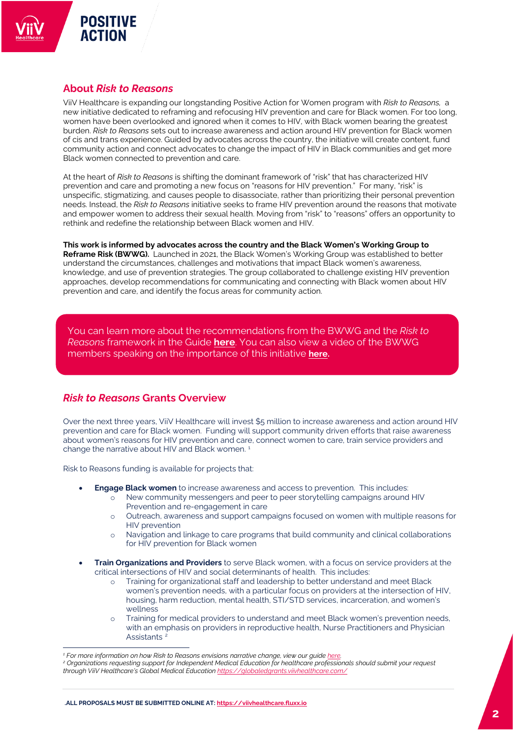## About *Risk to Reasons*

ViiV Healthcare is expanding our longstanding Positive Action for Women program with *Risk to Reasons,* a new initiative dedicated to reframing and refocusing HIV prevention and care for Black women. For too long, women have been overlooked and ignored when it comes to HIV, with Black women bearing the greatest burden. *Risk to Reasons* sets out to increase awareness and action around HIV prevention for Black women of cis and trans experience. Guided by advocates across the country, the initiative will create content, fund community action and connect advocates to change the impact of HIV in Black communities and get more Black women connected to prevention and care.

At the heart of *Risk to Reasons* is shifting the dominant framework of "risk" that has characterized HIV prevention and care and promoting a new focus on "reasons for HIV prevention." For many, "risk" is unspecific, stigmatizing, and causes people to disassociate, rather than prioritizing their personal prevention needs. Instead, the *Risk to Reasons* initiative seeks to frame HIV prevention around the reasons that motivate and empower women to address their sexual health. Moving from "risk" to "reasons" offers an opportunity to rethink and redefine the relationship between Black women and HIV.

**This work is informed by advocates across the country and the Black Women's Working Group to Reframe Risk (BWWG).** Launched in 2021, the Black Women's Working Group was established to better understand the circumstances, challenges and motivations that impact Black women's awareness, knowledge, and use of prevention strategies. The group collaborated to challenge existing HIV prevention approaches, develop recommendations for communicating and connecting with Black women about HIV prevention and care, and identify the focus areas for community action.

> You can learn more about the recommendations from the BWWG and the *Risk to Reasons* framework in the Guide **here**. You can also view a video of the BWWG members speaking on the importance of this initiative **here.**

## *Risk to Reasons* Grants Overview

Over the next three years, ViiV Healthcare will invest $5 million to increase awareness and action around HIV prevention and care for Black women. Funding will support community driven efforts that raise awareness about women's reasons for HIV prevention and care, connect women to care, train service providers and change the narrative about HIV and Black women. [1]

Risk to Reasons funding is available for projects that:

- **Engage Black women** to increase awareness and access to prevention. This includes:
    - New community messengers and peer to peer storytelling campaigns around HIV Prevention and re-engagement in care
    - Outreach, awareness and support campaigns focused on women with multiple reasons for HIV prevention
    - Navigation and linkage to care programs that build community and clinical collaborations for HIV prevention for Black women
- **Train Organizations and Providers** to serve Black women, with a focus on service providers at the critical intersections of HIV and social determinants of health. This includes:
    - Training for organizational staff and leadership to better understand and meet Black women's prevention needs, with a particular focus on providers at the intersection of HIV, housing, harm reduction, mental health, STI/STD services, incarceration, and women's wellness
    - Training for medical providers to understand and meet Black women's prevention needs, with an emphasis on providers in reproductive health, Nurse Practitioners and Physician Assistants [2]

---

*[1] For more information on how Risk to Reasons envisions narrative change, view our guide here.*
*[2] Organizations requesting support for Independent Medical Education for healthcare professionals should submit your request through ViiV Healthcare's Global Medical Education https://globaledgrants.viivhealthcare.com/*

.ALL PROPOSALS MUST BE SUBMITTED ONLINE AT: **https://viivhealthcare.fluxx.io**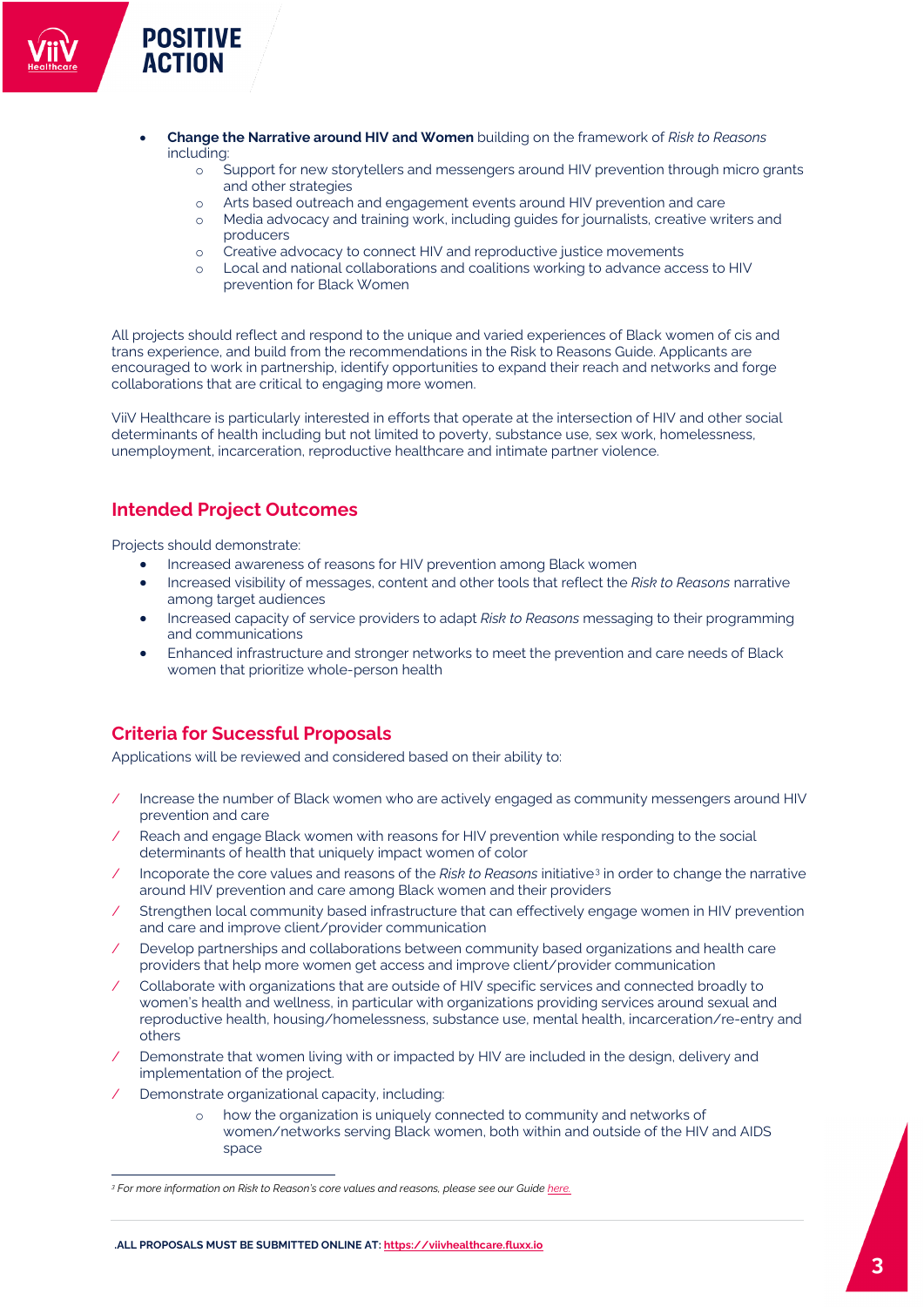- **Change the Narrative around HIV and Women** building on the framework of *Risk to Reasons* including:
  - Support for new storytellers and messengers around HIV prevention through micro grants and other strategies
  - Arts based outreach and engagement events around HIV prevention and care
  - Media advocacy and training work, including guides for journalists, creative writers and producers
  - Creative advocacy to connect HIV and reproductive justice movements
  - Local and national collaborations and coalitions working to advance access to HIV prevention for Black Women

All projects should reflect and respond to the unique and varied experiences of Black women of cis and trans experience, and build from the recommendations in the Risk to Reasons Guide. Applicants are encouraged to work in partnership, identify opportunities to expand their reach and networks and forge collaborations that are critical to engaging more women.

ViiV Healthcare is particularly interested in efforts that operate at the intersection of HIV and other social determinants of health including but not limited to poverty, substance use, sex work, homelessness, unemployment, incarceration, reproductive healthcare and intimate partner violence.

## Intended Project Outcomes

Projects should demonstrate:

- Increased awareness of reasons for HIV prevention among Black women
- Increased visibility of messages, content and other tools that reflect the *Risk to Reasons* narrative among target audiences
- Increased capacity of service providers to adapt *Risk to Reasons* messaging to their programming and communications
- Enhanced infrastructure and stronger networks to meet the prevention and care needs of Black women that prioritize whole-person health

## Criteria for Sucessful Proposals

Applications will be reviewed and considered based on their ability to:

- Increase the number of Black women who are actively engaged as community messengers around HIV prevention and care
- Reach and engage Black women with reasons for HIV prevention while responding to the social determinants of health that uniquely impact women of color
- Incoporate the core values and reasons of the *Risk to Reasons* initiative[3] in order to change the narrative around HIV prevention and care among Black women and their providers
- Strengthen local community based infrastructure that can effectively engage women in HIV prevention and care and improve client/provider communication
- Develop partnerships and collaborations between community based organizations and health care providers that help more women get access and improve client/provider communication
- Collaborate with organizations that are outside of HIV specific services and connected broadly to women's health and wellness, in particular with organizations providing services around sexual and reproductive health, housing/homelessness, substance use, mental health, incarceration/re-entry and others
- Demonstrate that women living with or impacted by HIV are included in the design, delivery and implementation of the project.
- Demonstrate organizational capacity, including:
  - how the organization is uniquely connected to community and networks of women/networks serving Black women, both within and outside of the HIV and AIDS space

[3] *For more information on Risk to Reason's core values and reasons, please see our Guide here.*

**.ALL PROPOSALS MUST BE SUBMITTED ONLINE AT: https://viivhealthcare.fluxx.io**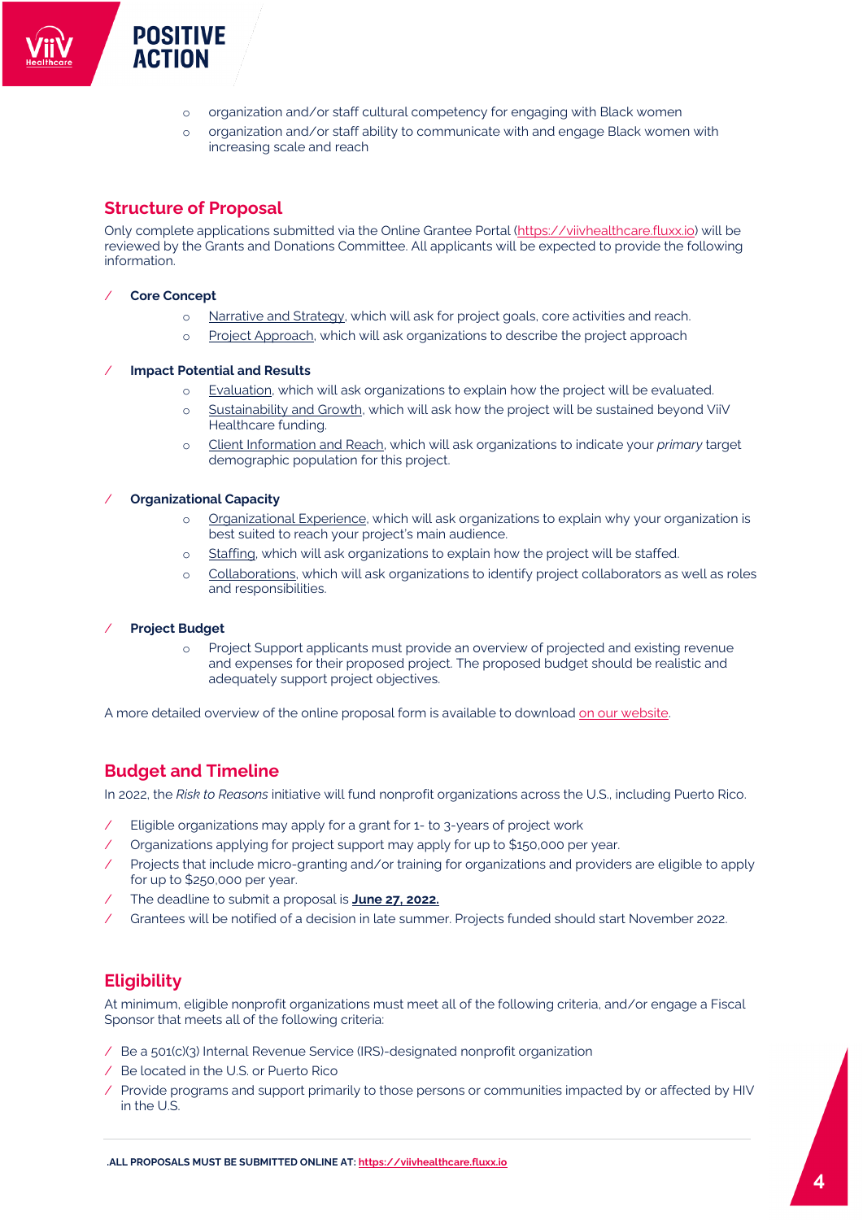- organization and/or staff cultural competency for engaging with Black women
- organization and/or staff ability to communicate with and engage Black women with increasing scale and reach

## Structure of Proposal

Only complete applications submitted via the Online Grantee Portal (https://viivhealthcare.fluxx.io) will be reviewed by the Grants and Donations Committee. All applicants will be expected to provide the following information.

- **Core Concept**
  - Narrative and Strategy, which will ask for project goals, core activities and reach.
  - Project Approach, which will ask organizations to describe the project approach

- **Impact Potential and Results**
  - Evaluation, which will ask organizations to explain how the project will be evaluated.
  - Sustainability and Growth, which will ask how the project will be sustained beyond ViiV Healthcare funding.
  - Client Information and Reach, which will ask organizations to indicate your *primary* target demographic population for this project.

- **Organizational Capacity**
  - Organizational Experience, which will ask organizations to explain why your organization is best suited to reach your project's main audience.
  - Staffing, which will ask organizations to explain how the project will be staffed.
  - Collaborations, which will ask organizations to identify project collaborators as well as roles and responsibilities.

- **Project Budget**
  - Project Support applicants must provide an overview of projected and existing revenue and expenses for their proposed project. The proposed budget should be realistic and adequately support project objectives.

A more detailed overview of the online proposal form is available to download on our website.

## Budget and Timeline

In 2022, the *Risk to Reasons* initiative will fund nonprofit organizations across the U.S., including Puerto Rico.

- Eligible organizations may apply for a grant for 1- to 3-years of project work
- Organizations applying for project support may apply for up to $150,000 per year.
- Projects that include micro-granting and/or training for organizations and providers are eligible to apply for up to $250,000 per year.
- The deadline to submit a proposal is **June 27, 2022.**
- Grantees will be notified of a decision in late summer. Projects funded should start November 2022.

## Eligibility

At minimum, eligible nonprofit organizations must meet all of the following criteria, and/or engage a Fiscal Sponsor that meets all of the following criteria:

- Be a 501(c)(3) Internal Revenue Service (IRS)-designated nonprofit organization
- Be located in the U.S. or Puerto Rico
- Provide programs and support primarily to those persons or communities impacted by or affected by HIV in the U.S.

**.ALL PROPOSALS MUST BE SUBMITTED ONLINE AT: https://viivhealthcare.fluxx.io**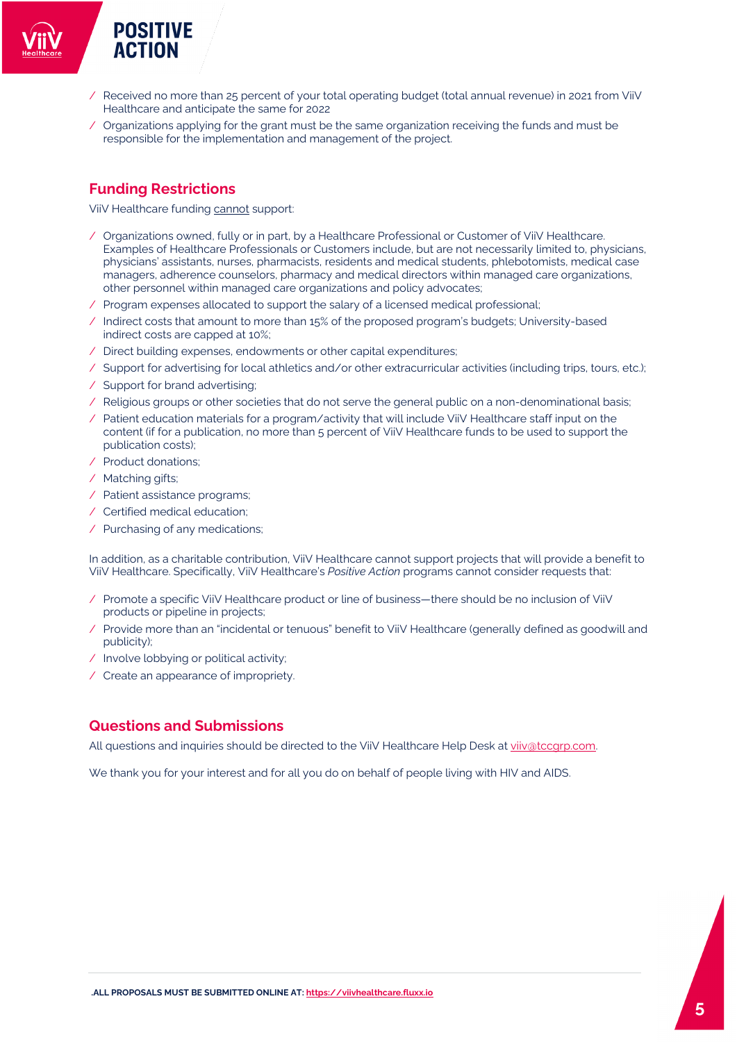- Received no more than 25 percent of your total operating budget (total annual revenue) in 2021 from ViiV Healthcare and anticipate the same for 2022
- Organizations applying for the grant must be the same organization receiving the funds and must be responsible for the implementation and management of the project.

## Funding Restrictions

ViiV Healthcare funding cannot support:

- Organizations owned, fully or in part, by a Healthcare Professional or Customer of ViiV Healthcare. Examples of Healthcare Professionals or Customers include, but are not necessarily limited to, physicians, physicians' assistants, nurses, pharmacists, residents and medical students, phlebotomists, medical case managers, adherence counselors, pharmacy and medical directors within managed care organizations, other personnel within managed care organizations and policy advocates;
- Program expenses allocated to support the salary of a licensed medical professional;
- Indirect costs that amount to more than 15% of the proposed program's budgets; University-based indirect costs are capped at 10%;
- Direct building expenses, endowments or other capital expenditures;
- Support for advertising for local athletics and/or other extracurricular activities (including trips, tours, etc.);
- Support for brand advertising;
- Religious groups or other societies that do not serve the general public on a non-denominational basis;
- Patient education materials for a program/activity that will include ViiV Healthcare staff input on the content (if for a publication, no more than 5 percent of ViiV Healthcare funds to be used to support the publication costs);
- Product donations;
- Matching gifts;
- Patient assistance programs;
- Certified medical education;
- Purchasing of any medications;

In addition, as a charitable contribution, ViiV Healthcare cannot support projects that will provide a benefit to ViiV Healthcare. Specifically, ViiV Healthcare's *Positive Action* programs cannot consider requests that:

- Promote a specific ViiV Healthcare product or line of business—there should be no inclusion of ViiV products or pipeline in projects;
- Provide more than an "incidental or tenuous" benefit to ViiV Healthcare (generally defined as goodwill and publicity);
- Involve lobbying or political activity;
- Create an appearance of impropriety.

## Questions and Submissions

All questions and inquiries should be directed to the ViiV Healthcare Help Desk at viiv@tccgrp.com.

We thank you for your interest and for all you do on behalf of people living with HIV and AIDS.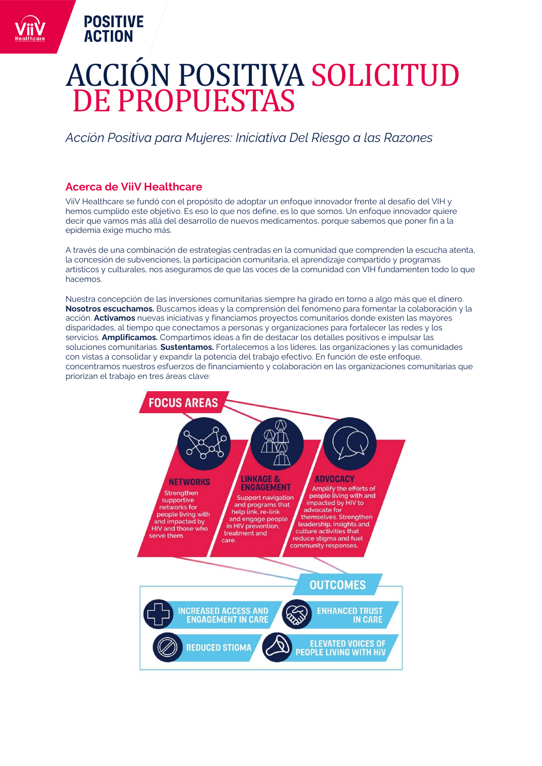# ACCIÓN POSITIVA SOLICITUD DE PROPUESTAS

*Acción Positiva para Mujeres: Iniciativa Del Riesgo a las Razones*

## Acerca de ViiV Healthcare

ViiV Healthcare se fundó con el propósito de adoptar un enfoque innovador frente al desafío del VIH y hemos cumplido este objetivo. Es eso lo que nos define, es lo que somos. Un enfoque innovador quiere decir que vamos más allá del desarrollo de nuevos medicamentos, porque sabemos que poner fin a la epidemia exige mucho más.

A través de una combinación de estrategias centradas en la comunidad que comprenden la escucha atenta, la concesión de subvenciones, la participación comunitaria, el aprendizaje compartido y programas artísticos y culturales, nos aseguramos de que las voces de la comunidad con VIH fundamenten todo lo que hacemos.

Nuestra concepción de las inversiones comunitarias siempre ha girado en torno a algo más que el dinero. **Nosotros escuchamos.** Buscamos ideas y la comprensión del fenómeno para fomentar la colaboración y la acción. **Activamos** nuevas iniciativas y financiamos proyectos comunitarios donde existen las mayores disparidades, al tiempo que conectamos a personas y organizaciones para fortalecer las redes y los servicios. **Amplificamos.** Compartimos ideas a fin de destacar los detalles positivos e impulsar las soluciones comunitarias. **Sustentamos.** Fortalecemos a los líderes, las organizaciones y las comunidades con vistas a consolidar y expandir la potencia del trabajo efectivo. En función de este enfoque, concentramos nuestros esfuerzos de financiamiento y colaboración en las organizaciones comunitarias que priorizan el trabajo en tres áreas clave:

**FOCUS AREAS**

**NETWORKS**
Strengthen supportive networks for people living with and impacted by HIV and those who serve them.

**LINKAGE & ENGAGEMENT**
Support navigation and programs that help link, re-link and engage people in HIV prevention, treatment and care.

**ADVOCACY**
Amplify the efforts of people living with and impacted by HIV to advocate for themselves. Strengthen leadership, insights and culture activities that reduce stigma and fuel community responses.

**OUTCOMES**

- INCREASED ACCESS AND ENGAGEMENT IN CARE
- ENHANCED TRUST IN CARE
- REDUCED STIGMA
- ELEVATED VOICES OF PEOPLE LIVING WITH HIV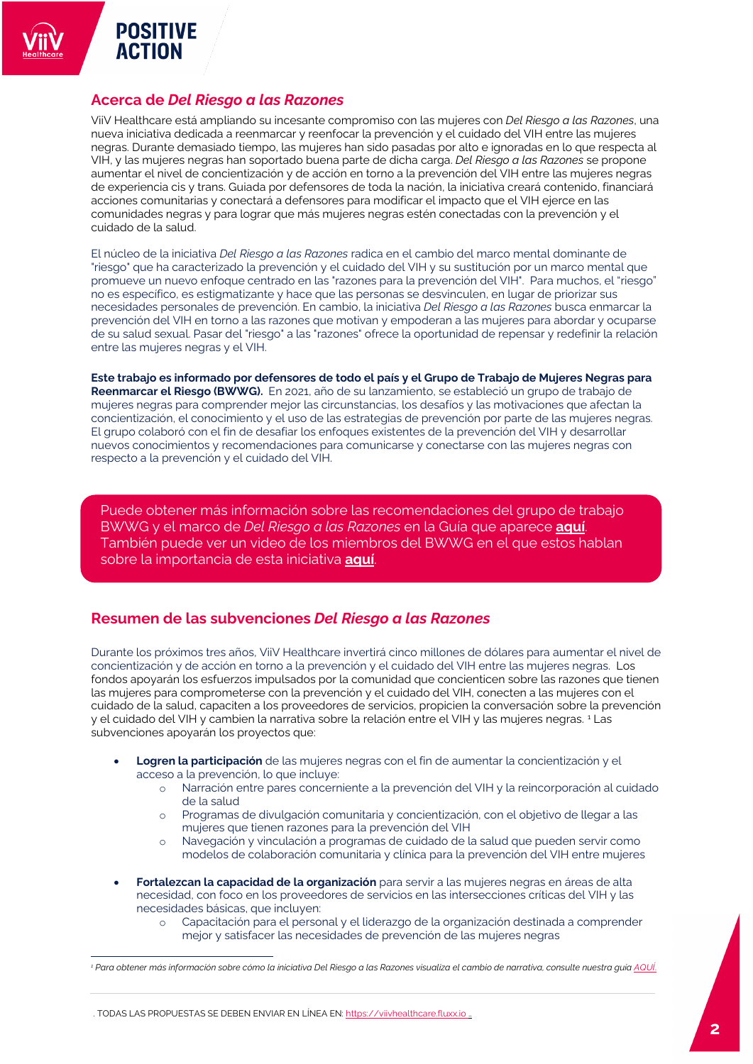## Acerca de *Del Riesgo a las Razones*

ViiV Healthcare está ampliando su incesante compromiso con las mujeres con *Del Riesgo a las Razones*, una nueva iniciativa dedicada a reenmarcar y reenfocar la prevención y el cuidado del VIH entre las mujeres negras. Durante demasiado tiempo, las mujeres han sido pasadas por alto e ignoradas en lo que respecta al VIH, y las mujeres negras han soportado buena parte de dicha carga. *Del Riesgo a las Razones* se propone aumentar el nivel de concientización y de acción en torno a la prevención del VIH entre las mujeres negras de experiencia cis y trans. Guiada por defensores de toda la nación, la iniciativa creará contenido, financiará acciones comunitarias y conectará a defensores para modificar el impacto que el VIH ejerce en las comunidades negras y para lograr que más mujeres negras estén conectadas con la prevención y el cuidado de la salud.

El núcleo de la iniciativa *Del Riesgo a las Razones* radica en el cambio del marco mental dominante de "riesgo" que ha caracterizado la prevención y el cuidado del VIH y su sustitución por un marco mental que promueve un nuevo enfoque centrado en las "razones para la prevención del VIH". Para muchos, el "riesgo" no es específico, es estigmatizante y hace que las personas se desvinculen, en lugar de priorizar sus necesidades personales de prevención. En cambio, la iniciativa *Del Riesgo a las Razones* busca enmarcar la prevención del VIH en torno a las razones que motivan y empoderan a las mujeres para abordar y ocuparse de su salud sexual. Pasar del "riesgo" a las "razones" ofrece la oportunidad de repensar y redefinir la relación entre las mujeres negras y el VIH.

**Este trabajo es informado por defensores de todo el país y el Grupo de Trabajo de Mujeres Negras para Reenmarcar el Riesgo (BWWG).** En 2021, año de su lanzamiento, se estableció un grupo de trabajo de mujeres negras para comprender mejor las circunstancias, los desafíos y las motivaciones que afectan la concientización, el conocimiento y el uso de las estrategias de prevención por parte de las mujeres negras. El grupo colaboró con el fin de desafiar los enfoques existentes de la prevención del VIH y desarrollar nuevos conocimientos y recomendaciones para comunicarse y conectarse con las mujeres negras con respecto a la prevención y el cuidado del VIH.

> Puede obtener más información sobre las recomendaciones del grupo de trabajo BWWG y el marco de *Del Riesgo a las Razones* en la Guía que aparece **aquí**. También puede ver un video de los miembros del BWWG en el que estos hablan sobre la importancia de esta iniciativa **aquí**.

## Resumen de las subvenciones *Del Riesgo a las Razones*

Durante los próximos tres años, ViiV Healthcare invertirá cinco millones de dólares para aumentar el nivel de concientización y de acción en torno a la prevención y el cuidado del VIH entre las mujeres negras. Los fondos apoyarán los esfuerzos impulsados por la comunidad que concienticen sobre las razones que tienen las mujeres para comprometerse con la prevención y el cuidado del VIH, conecten a las mujeres con el cuidado de la salud, capaciten a los proveedores de servicios, propicien la conversación sobre la prevención y el cuidado del VIH y cambien la narrativa sobre la relación entre el VIH y las mujeres negras. [1] Las subvenciones apoyarán los proyectos que:

- **Logren la participación** de las mujeres negras con el fin de aumentar la concientización y el acceso a la prevención, lo que incluye:
  - Narración entre pares concerniente a la prevención del VIH y la reincorporación al cuidado de la salud
  - Programas de divulgación comunitaria y concientización, con el objetivo de llegar a las mujeres que tienen razones para la prevención del VIH
  - Navegación y vinculación a programas de cuidado de la salud que pueden servir como modelos de colaboración comunitaria y clínica para la prevención del VIH entre mujeres
- **Fortalezcan la capacidad de la organización** para servir a las mujeres negras en áreas de alta necesidad, con foco en los proveedores de servicios en las intersecciones críticas del VIH y las necesidades básicas, que incluyen:
  - Capacitación para el personal y el liderazgo de la organización destinada a comprender mejor y satisfacer las necesidades de prevención de las mujeres negras

---

[1] *Para obtener más información sobre cómo la iniciativa Del Riesgo a las Razones visualiza el cambio de narrativa, consulte nuestra guía AQUÍ.*

. TODAS LAS PROPUESTAS SE DEBEN ENVIAR EN LÍNEA EN: https://viivhealthcare.fluxx.io .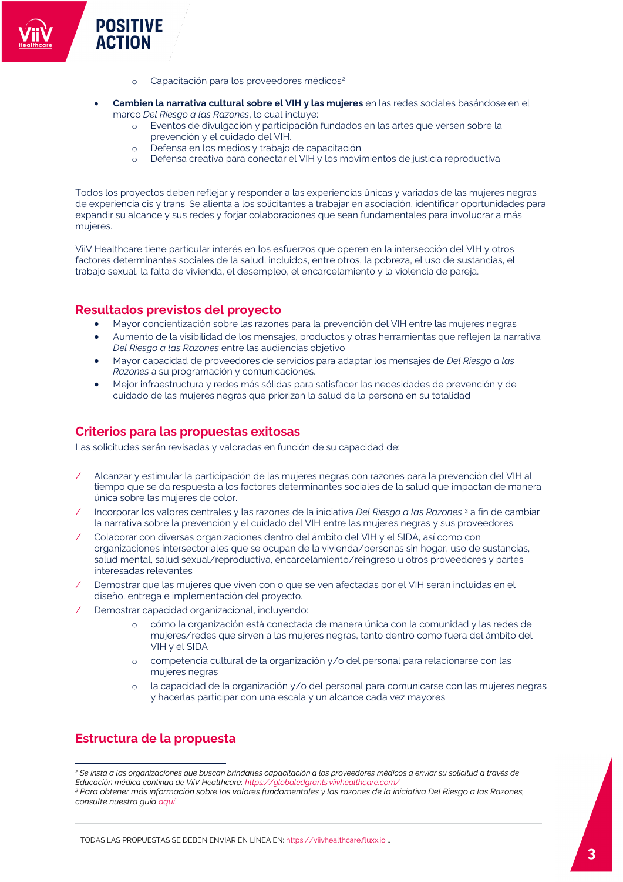- Capacitación para los proveedores médicos[2]

- **Cambien la narrativa cultural sobre el VIH y las mujeres** en las redes sociales basándose en el marco *Del Riesgo a las Razones*, lo cual incluye:
  - Eventos de divulgación y participación fundados en las artes que versen sobre la prevención y el cuidado del VIH.
  - Defensa en los medios y trabajo de capacitación
  - Defensa creativa para conectar el VIH y los movimientos de justicia reproductiva

Todos los proyectos deben reflejar y responder a las experiencias únicas y variadas de las mujeres negras de experiencia cis y trans. Se alienta a los solicitantes a trabajar en asociación, identificar oportunidades para expandir su alcance y sus redes y forjar colaboraciones que sean fundamentales para involucrar a más mujeres.

ViiV Healthcare tiene particular interés en los esfuerzos que operen en la intersección del VIH y otros factores determinantes sociales de la salud, incluidos, entre otros, la pobreza, el uso de sustancias, el trabajo sexual, la falta de vivienda, el desempleo, el encarcelamiento y la violencia de pareja.

## Resultados previstos del proyecto

- Mayor concientización sobre las razones para la prevención del VIH entre las mujeres negras
- Aumento de la visibilidad de los mensajes, productos y otras herramientas que reflejen la narrativa *Del Riesgo a las Razones* entre las audiencias objetivo
- Mayor capacidad de proveedores de servicios para adaptar los mensajes de *Del Riesgo a las Razones* a su programación y comunicaciones.
- Mejor infraestructura y redes más sólidas para satisfacer las necesidades de prevención y de cuidado de las mujeres negras que priorizan la salud de la persona en su totalidad

## Criterios para las propuestas exitosas

Las solicitudes serán revisadas y valoradas en función de su capacidad de:

/ Alcanzar y estimular la participación de las mujeres negras con razones para la prevención del VIH al tiempo que se da respuesta a los factores determinantes sociales de la salud que impactan de manera única sobre las mujeres de color.

/ Incorporar los valores centrales y las razones de la iniciativa *Del Riesgo a las Razones* [3] a fin de cambiar la narrativa sobre la prevención y el cuidado del VIH entre las mujeres negras y sus proveedores

/ Colaborar con diversas organizaciones dentro del ámbito del VIH y el SIDA, así como con organizaciones intersectoriales que se ocupan de la vivienda/personas sin hogar, uso de sustancias, salud mental, salud sexual/reproductiva, encarcelamiento/reingreso u otros proveedores y partes interesadas relevantes

/ Demostrar que las mujeres que viven con o que se ven afectadas por el VIH serán incluidas en el diseño, entrega e implementación del proyecto.

/ Demostrar capacidad organizacional, incluyendo:
  - cómo la organización está conectada de manera única con la comunidad y las redes de mujeres/redes que sirven a las mujeres negras, tanto dentro como fuera del ámbito del VIH y el SIDA
  - competencia cultural de la organización y/o del personal para relacionarse con las mujeres negras
  - la capacidad de la organización y/o del personal para comunicarse con las mujeres negras y hacerlas participar con una escala y un alcance cada vez mayores

## Estructura de la propuesta

---

[2] *Se insta a las organizaciones que buscan brindarles capacitación a los proveedores médicos a enviar su solicitud a través de Educación médica continua de ViiV Healthcare: https://globaledgrants.viivhealthcare.com/*

[3] *Para obtener más información sobre los valores fundamentales y las razones de la iniciativa Del Riesgo a las Razones, consulte nuestra guía aquí.*

. TODAS LAS PROPUESTAS SE DEBEN ENVIAR EN LÍNEA EN: https://viivhealthcare.fluxx.io .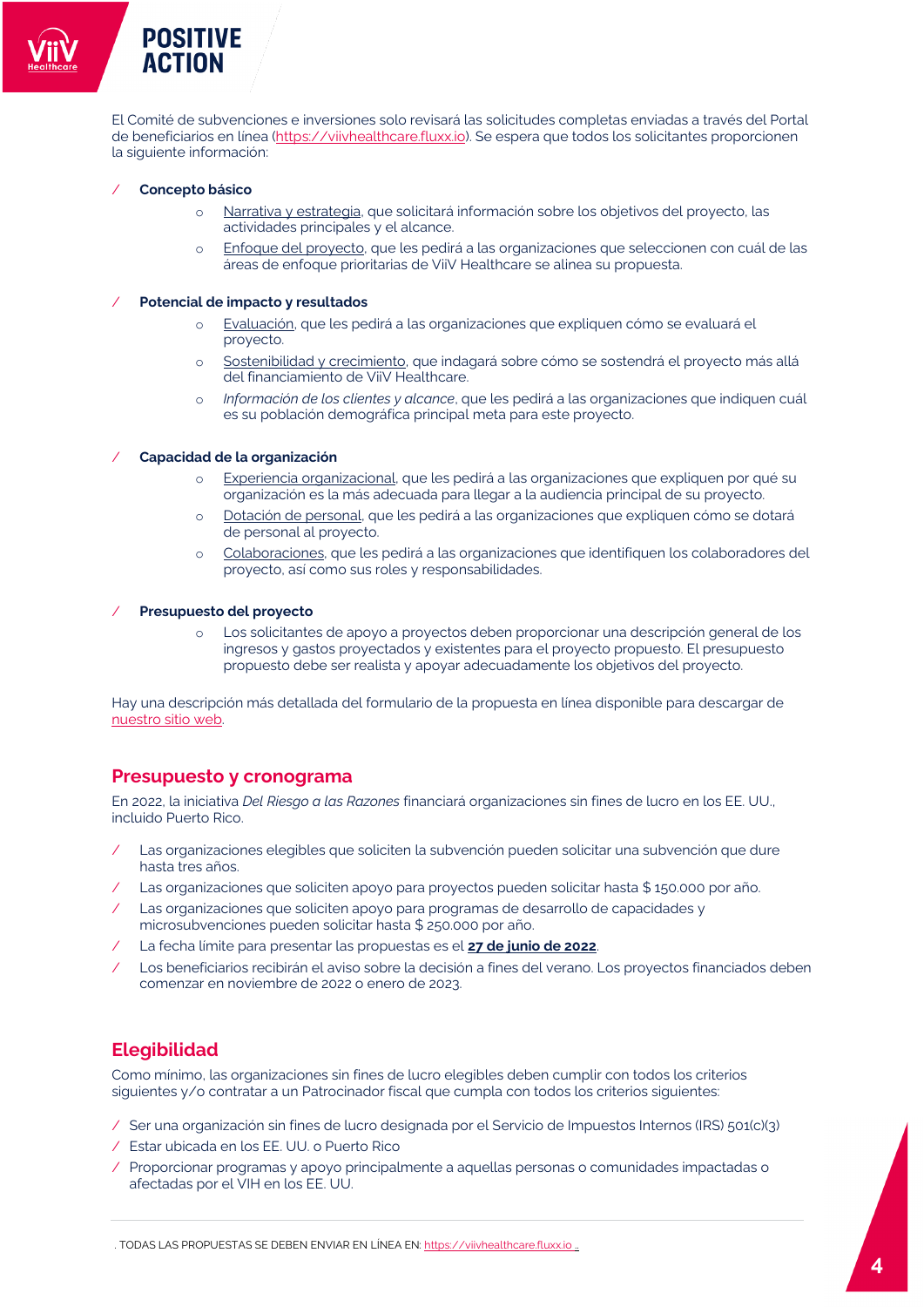El Comité de subvenciones e inversiones solo revisará las solicitudes completas enviadas a través del Portal de beneficiarios en línea (https://viivhealthcare.fluxx.io). Se espera que todos los solicitantes proporcionen la siguiente información:

- **Concepto básico**
  - Narrativa y estrategia, que solicitará información sobre los objetivos del proyecto, las actividades principales y el alcance.
  - Enfoque del proyecto, que les pedirá a las organizaciones que seleccionen con cuál de las áreas de enfoque prioritarias de ViiV Healthcare se alinea su propuesta.

- **Potencial de impacto y resultados**
  - Evaluación, que les pedirá a las organizaciones que expliquen cómo se evaluará el proyecto.
  - Sostenibilidad y crecimiento, que indagará sobre cómo se sostendrá el proyecto más allá del financiamiento de ViiV Healthcare.
  - *Información de los clientes y alcance*, que les pedirá a las organizaciones que indiquen cuál es su población demográfica principal meta para este proyecto.

- **Capacidad de la organización**
  - Experiencia organizacional, que les pedirá a las organizaciones que expliquen por qué su organización es la más adecuada para llegar a la audiencia principal de su proyecto.
  - Dotación de personal, que les pedirá a las organizaciones que expliquen cómo se dotará de personal al proyecto.
  - Colaboraciones, que les pedirá a las organizaciones que identifiquen los colaboradores del proyecto, así como sus roles y responsabilidades.

- **Presupuesto del proyecto**
  - Los solicitantes de apoyo a proyectos deben proporcionar una descripción general de los ingresos y gastos proyectados y existentes para el proyecto propuesto. El presupuesto propuesto debe ser realista y apoyar adecuadamente los objetivos del proyecto.

Hay una descripción más detallada del formulario de la propuesta en línea disponible para descargar de nuestro sitio web.

## Presupuesto y cronograma

En 2022, la iniciativa *Del Riesgo a las Razones* financiará organizaciones sin fines de lucro en los EE. UU., incluido Puerto Rico.

- Las organizaciones elegibles que soliciten la subvención pueden solicitar una subvención que dure hasta tres años.
- Las organizaciones que soliciten apoyo para proyectos pueden solicitar hasta $ 150.000 por año.
- Las organizaciones que soliciten apoyo para programas de desarrollo de capacidades y microsubvenciones pueden solicitar hasta $ 250.000 por año.
- La fecha límite para presentar las propuestas es el **27 de junio de 2022**.
- Los beneficiarios recibirán el aviso sobre la decisión a fines del verano. Los proyectos financiados deben comenzar en noviembre de 2022 o enero de 2023.

## Elegibilidad

Como mínimo, las organizaciones sin fines de lucro elegibles deben cumplir con todos los criterios siguientes y/o contratar a un Patrocinador fiscal que cumpla con todos los criterios siguientes:

- Ser una organización sin fines de lucro designada por el Servicio de Impuestos Internos (IRS) 501(c)(3)
- Estar ubicada en los EE. UU. o Puerto Rico
- Proporcionar programas y apoyo principalmente a aquellas personas o comunidades impactadas o afectadas por el VIH en los EE. UU.

. TODAS LAS PROPUESTAS SE DEBEN ENVIAR EN LÍNEA EN: https://viivhealthcare.fluxx.io .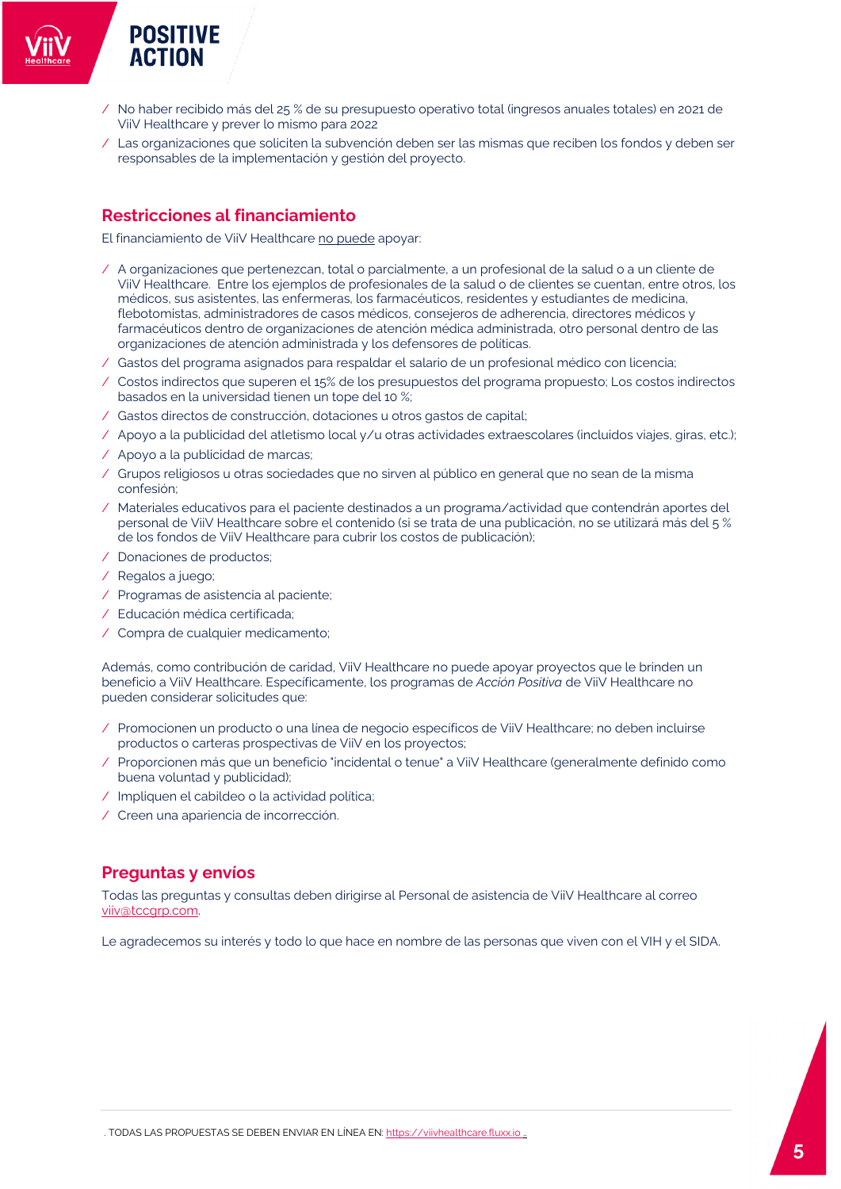- No haber recibido más del 25 % de su presupuesto operativo total (ingresos anuales totales) en 2021 de ViiV Healthcare y prever lo mismo para 2022
- Las organizaciones que soliciten la subvención deben ser las mismas que reciben los fondos y deben ser responsables de la implementación y gestión del proyecto.

## Restricciones al financiamiento

El financiamiento de ViiV Healthcare no puede apoyar:

- A organizaciones que pertenezcan, total o parcialmente, a un profesional de la salud o a un cliente de ViiV Healthcare. Entre los ejemplos de profesionales de la salud o de clientes se cuentan, entre otros, los médicos, sus asistentes, las enfermeras, los farmacéuticos, residentes y estudiantes de medicina, flebotomistas, administradores de casos médicos, consejeros de adherencia, directores médicos y farmacéuticos dentro de organizaciones de atención médica administrada, otro personal dentro de las organizaciones de atención administrada y los defensores de políticas.
- Gastos del programa asignados para respaldar el salario de un profesional médico con licencia;
- Costos indirectos que superen el 15% de los presupuestos del programa propuesto; Los costos indirectos basados en la universidad tienen un tope del 10 %;
- Gastos directos de construcción, dotaciones u otros gastos de capital;
- Apoyo a la publicidad del atletismo local y/u otras actividades extraescolares (incluidos viajes, giras, etc.);
- Apoyo a la publicidad de marcas;
- Grupos religiosos u otras sociedades que no sirven al público en general que no sean de la misma confesión;
- Materiales educativos para el paciente destinados a un programa/actividad que contendrán aportes del personal de ViiV Healthcare sobre el contenido (si se trata de una publicación, no se utilizará más del 5 % de los fondos de ViiV Healthcare para cubrir los costos de publicación);
- Donaciones de productos;
- Regalos a juego;
- Programas de asistencia al paciente;
- Educación médica certificada;
- Compra de cualquier medicamento;

Además, como contribución de caridad, ViiV Healthcare no puede apoyar proyectos que le brinden un beneficio a ViiV Healthcare. Específicamente, los programas de *Acción Positiva* de ViiV Healthcare no pueden considerar solicitudes que:

- Promocionen un producto o una línea de negocio específicos de ViiV Healthcare; no deben incluirse productos o carteras prospectivas de ViiV en los proyectos;
- Proporcionen más que un beneficio "incidental o tenue" a ViiV Healthcare (generalmente definido como buena voluntad y publicidad);
- Impliquen el cabildeo o la actividad política;
- Creen una apariencia de incorrección.

## Preguntas y envíos

Todas las preguntas y consultas deben dirigirse al Personal de asistencia de ViiV Healthcare al correo viiv@tccgrp.com.

Le agradecemos su interés y todo lo que hace en nombre de las personas que viven con el VIH y el SIDA.

. TODAS LAS PROPUESTAS SE DEBEN ENVIAR EN LÍNEA EN: https://viivhealthcare.fluxx.io .